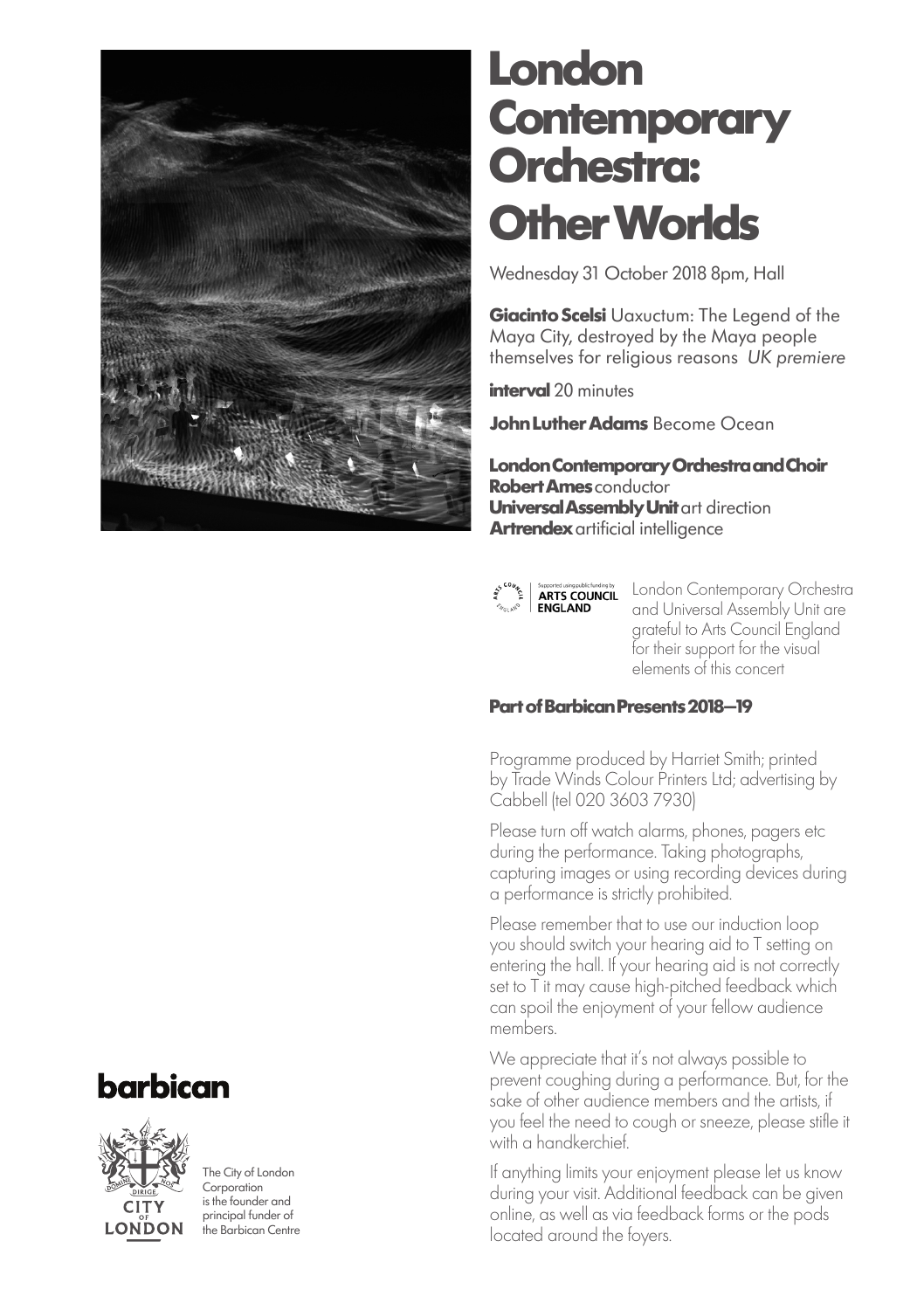# London Contemporary Orchestra: Other Worlds

Wednesday 31 October 2018 8pm, Hall

**Giacinto Scelsi** Uaxuctum: The Legend of the Maya City, destroyed by the Maya people themselves for religious reasons *UK premiere*

**interval** 20 minutes

**John Luther Adams** Become Ocean

**London Contemporary Orchestra and Choir**
**Robert Ames** conductor
**Universal Assembly Unit** art direction
**Artrendex** artificial intelligence

Supported using public funding by ARTS COUNCIL ENGLAND

London Contemporary Orchestra and Universal Assembly Unit are grateful to Arts Council England for their support for the visual elements of this concert

**Part of Barbican Presents 2018–19**

Programme produced by Harriet Smith; printed by Trade Winds Colour Printers Ltd; advertising by Cabbell (tel 020 3603 7930)

Please turn off watch alarms, phones, pagers etc during the performance. Taking photographs, capturing images or using recording devices during a performance is strictly prohibited.

Please remember that to use our induction loop you should switch your hearing aid to T setting on entering the hall. If your hearing aid is not correctly set to T it may cause high-pitched feedback which can spoil the enjoyment of your fellow audience members.

We appreciate that it's not always possible to prevent coughing during a performance. But, for the sake of other audience members and the artists, if you feel the need to cough or sneeze, please stifle it with a handkerchief.

If anything limits your enjoyment please let us know during your visit. Additional feedback can be given online, as well as via feedback forms or the pods located around the foyers.

**barbican**

CITY OF LONDON

The City of London Corporation is the founder and principal funder of the Barbican Centre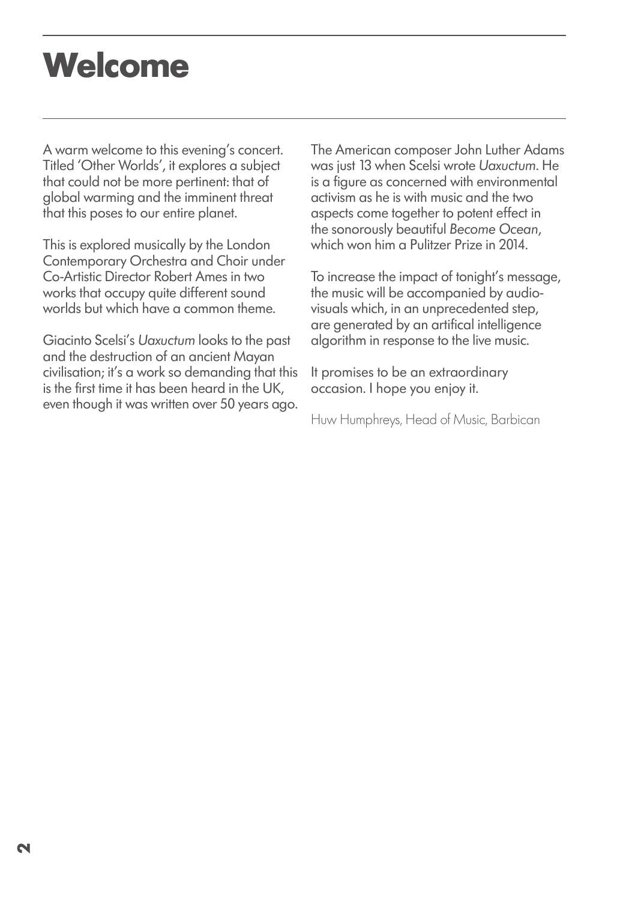# Welcome

A warm welcome to this evening's concert. Titled 'Other Worlds', it explores a subject that could not be more pertinent: that of global warming and the imminent threat that this poses to our entire planet.

This is explored musically by the London Contemporary Orchestra and Choir under Co-Artistic Director Robert Ames in two works that occupy quite different sound worlds but which have a common theme.

Giacinto Scelsi's *Uaxuctum* looks to the past and the destruction of an ancient Mayan civilisation; it's a work so demanding that this is the first time it has been heard in the UK, even though it was written over 50 years ago.

The American composer John Luther Adams was just 13 when Scelsi wrote *Uaxuctum*. He is a figure as concerned with environmental activism as he is with music and the two aspects come together to potent effect in the sonorously beautiful *Become Ocean*, which won him a Pulitzer Prize in 2014.

To increase the impact of tonight's message, the music will be accompanied by audio-visuals which, in an unprecedented step, are generated by an artifical intelligence algorithm in response to the live music.

It promises to be an extraordinary occasion. I hope you enjoy it.

Huw Humphreys, Head of Music, Barbican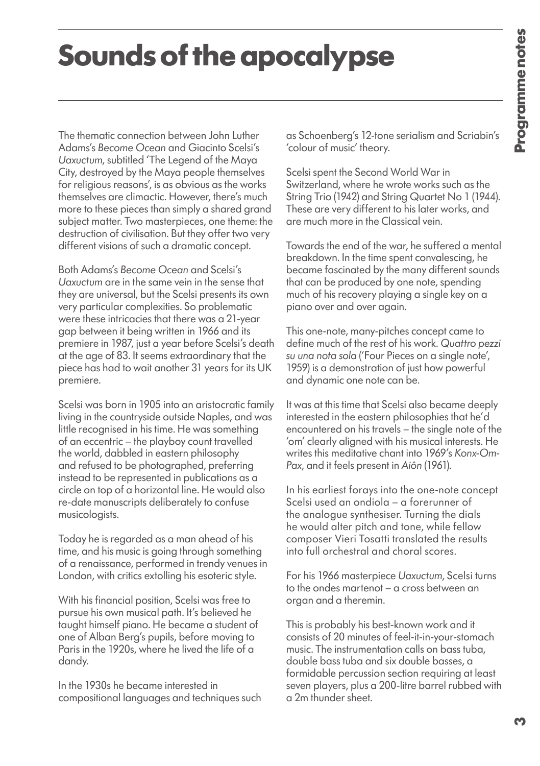# Sounds of the apocalypse

The thematic connection between John Luther Adams's *Become Ocean* and Giacinto Scelsi's *Uaxuctum*, subtitled 'The Legend of the Maya City, destroyed by the Maya people themselves for religious reasons', is as obvious as the works themselves are climactic. However, there's much more to these pieces than simply a shared grand subject matter. Two masterpieces, one theme: the destruction of civilisation. But they offer two very different visions of such a dramatic concept.

Both Adams's *Become Ocean* and Scelsi's *Uaxuctum* are in the same vein in the sense that they are universal, but the Scelsi presents its own very particular complexities. So problematic were these intricacies that there was a 21-year gap between it being written in 1966 and its premiere in 1987, just a year before Scelsi's death at the age of 83. It seems extraordinary that the piece has had to wait another 31 years for its UK premiere.

Scelsi was born in 1905 into an aristocratic family living in the countryside outside Naples, and was little recognised in his time. He was something of an eccentric – the playboy count travelled the world, dabbled in eastern philosophy and refused to be photographed, preferring instead to be represented in publications as a circle on top of a horizontal line. He would also re-date manuscripts deliberately to confuse musicologists.

Today he is regarded as a man ahead of his time, and his music is going through something of a renaissance, performed in trendy venues in London, with critics extolling his esoteric style.

With his financial position, Scelsi was free to pursue his own musical path. It's believed he taught himself piano. He became a student of one of Alban Berg's pupils, before moving to Paris in the 1920s, where he lived the life of a dandy.

In the 1930s he became interested in compositional languages and techniques such as Schoenberg's 12-tone serialism and Scriabin's 'colour of music' theory.

Scelsi spent the Second World War in Switzerland, where he wrote works such as the String Trio (1942) and String Quartet No 1 (1944). These are very different to his later works, and are much more in the Classical vein.

Towards the end of the war, he suffered a mental breakdown. In the time spent convalescing, he became fascinated by the many different sounds that can be produced by one note, spending much of his recovery playing a single key on a piano over and over again.

This one-note, many-pitches concept came to define much of the rest of his work. *Quattro pezzi su una nota sola* ('Four Pieces on a single note', 1959) is a demonstration of just how powerful and dynamic one note can be.

It was at this time that Scelsi also became deeply interested in the eastern philosophies that he'd encountered on his travels – the single note of the 'om' clearly aligned with his musical interests. He writes this meditative chant into 1969's *Konx-Om-Pax*, and it feels present in *Aiôn* (1961).

In his earliest forays into the one-note concept Scelsi used an ondiola – a forerunner of the analogue synthesiser. Turning the dials he would alter pitch and tone, while fellow composer Vieri Tosatti translated the results into full orchestral and choral scores.

For his 1966 masterpiece *Uaxuctum*, Scelsi turns to the ondes martenot – a cross between an organ and a theremin.

This is probably his best-known work and it consists of 20 minutes of feel-it-in-your-stomach music. The instrumentation calls on bass tuba, double bass tuba and six double basses, a formidable percussion section requiring at least seven players, plus a 200-litre barrel rubbed with a 2m thunder sheet.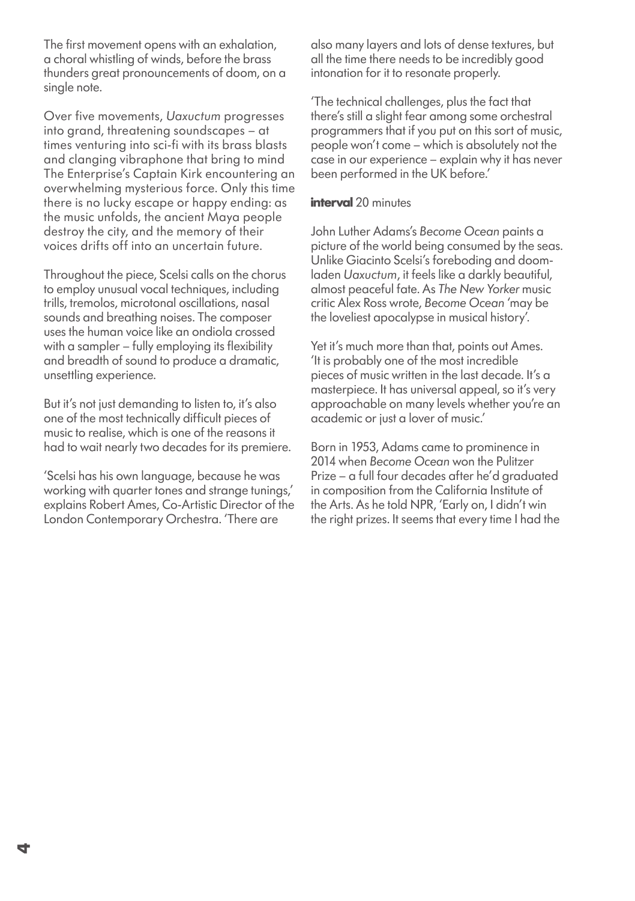The first movement opens with an exhalation, a choral whistling of winds, before the brass thunders great pronouncements of doom, on a single note.

Over five movements, *Uaxuctum* progresses into grand, threatening soundscapes – at times venturing into sci-fi with its brass blasts and clanging vibraphone that bring to mind The Enterprise's Captain Kirk encountering an overwhelming mysterious force. Only this time there is no lucky escape or happy ending: as the music unfolds, the ancient Maya people destroy the city, and the memory of their voices drifts off into an uncertain future.

Throughout the piece, Scelsi calls on the chorus to employ unusual vocal techniques, including trills, tremolos, microtonal oscillations, nasal sounds and breathing noises. The composer uses the human voice like an ondiola crossed with a sampler – fully employing its flexibility and breadth of sound to produce a dramatic, unsettling experience.

But it's not just demanding to listen to, it's also one of the most technically difficult pieces of music to realise, which is one of the reasons it had to wait nearly two decades for its premiere.

'Scelsi has his own language, because he was working with quarter tones and strange tunings,' explains Robert Ames, Co-Artistic Director of the London Contemporary Orchestra. 'There are also many layers and lots of dense textures, but all the time there needs to be incredibly good intonation for it to resonate properly.

'The technical challenges, plus the fact that there's still a slight fear among some orchestral programmers that if you put on this sort of music, people won't come – which is absolutely not the case in our experience – explain why it has never been performed in the UK before.'

**interval** 20 minutes

John Luther Adams's *Become Ocean* paints a picture of the world being consumed by the seas. Unlike Giacinto Scelsi's foreboding and doom-laden *Uaxuctum*, it feels like a darkly beautiful, almost peaceful fate. As *The New Yorker* music critic Alex Ross wrote, *Become Ocean* 'may be the loveliest apocalypse in musical history'.

Yet it's much more than that, points out Ames. 'It is probably one of the most incredible pieces of music written in the last decade. It's a masterpiece. It has universal appeal, so it's very approachable on many levels whether you're an academic or just a lover of music.'

Born in 1953, Adams came to prominence in 2014 when *Become Ocean* won the Pulitzer Prize – a full four decades after he'd graduated in composition from the California Institute of the Arts. As he told NPR, 'Early on, I didn't win the right prizes. It seems that every time I had the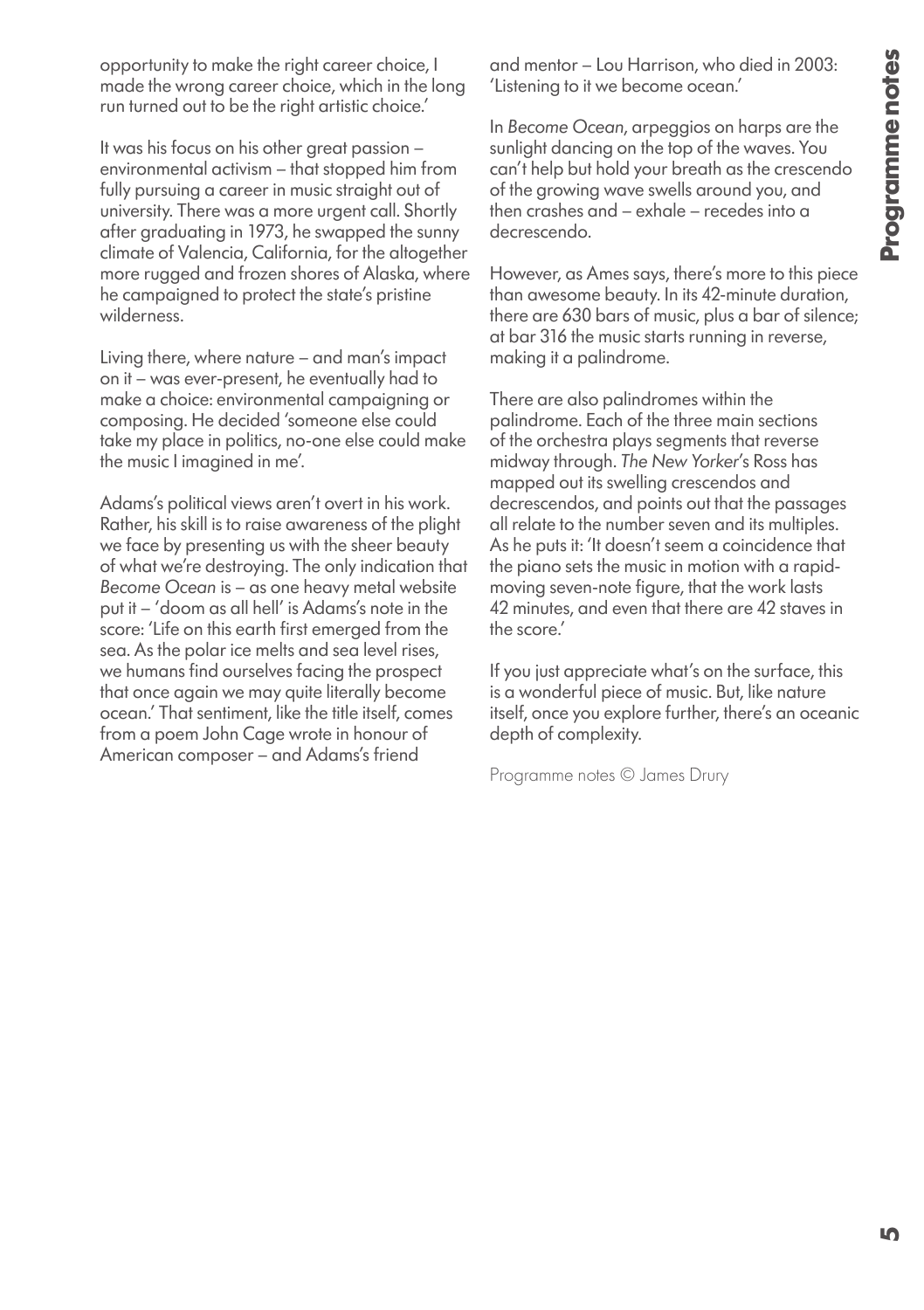opportunity to make the right career choice, I made the wrong career choice, which in the long run turned out to be the right artistic choice.'

It was his focus on his other great passion – environmental activism – that stopped him from fully pursuing a career in music straight out of university. There was a more urgent call. Shortly after graduating in 1973, he swapped the sunny climate of Valencia, California, for the altogether more rugged and frozen shores of Alaska, where he campaigned to protect the state's pristine wilderness.

Living there, where nature – and man's impact on it – was ever-present, he eventually had to make a choice: environmental campaigning or composing. He decided 'someone else could take my place in politics, no-one else could make the music I imagined in me'.

Adams's political views aren't overt in his work. Rather, his skill is to raise awareness of the plight we face by presenting us with the sheer beauty of what we're destroying. The only indication that *Become Ocean* is – as one heavy metal website put it – 'doom as all hell' is Adams's note in the score: 'Life on this earth first emerged from the sea. As the polar ice melts and sea level rises, we humans find ourselves facing the prospect that once again we may quite literally become ocean.' That sentiment, like the title itself, comes from a poem John Cage wrote in honour of American composer – and Adams's friend and mentor – Lou Harrison, who died in 2003: 'Listening to it we become ocean.'

In *Become Ocean*, arpeggios on harps are the sunlight dancing on the top of the waves. You can't help but hold your breath as the crescendo of the growing wave swells around you, and then crashes and – exhale – recedes into a decrescendo.

However, as Ames says, there's more to this piece than awesome beauty. In its 42-minute duration, there are 630 bars of music, plus a bar of silence; at bar 316 the music starts running in reverse, making it a palindrome.

There are also palindromes within the palindrome. Each of the three main sections of the orchestra plays segments that reverse midway through. *The New Yorker*'s Ross has mapped out its swelling crescendos and decrescendos, and points out that the passages all relate to the number seven and its multiples. As he puts it: 'It doesn't seem a coincidence that the piano sets the music in motion with a rapid-moving seven-note figure, that the work lasts 42 minutes, and even that there are 42 staves in the score.'

If you just appreciate what's on the surface, this is a wonderful piece of music. But, like nature itself, once you explore further, there's an oceanic depth of complexity.

Programme notes © James Drury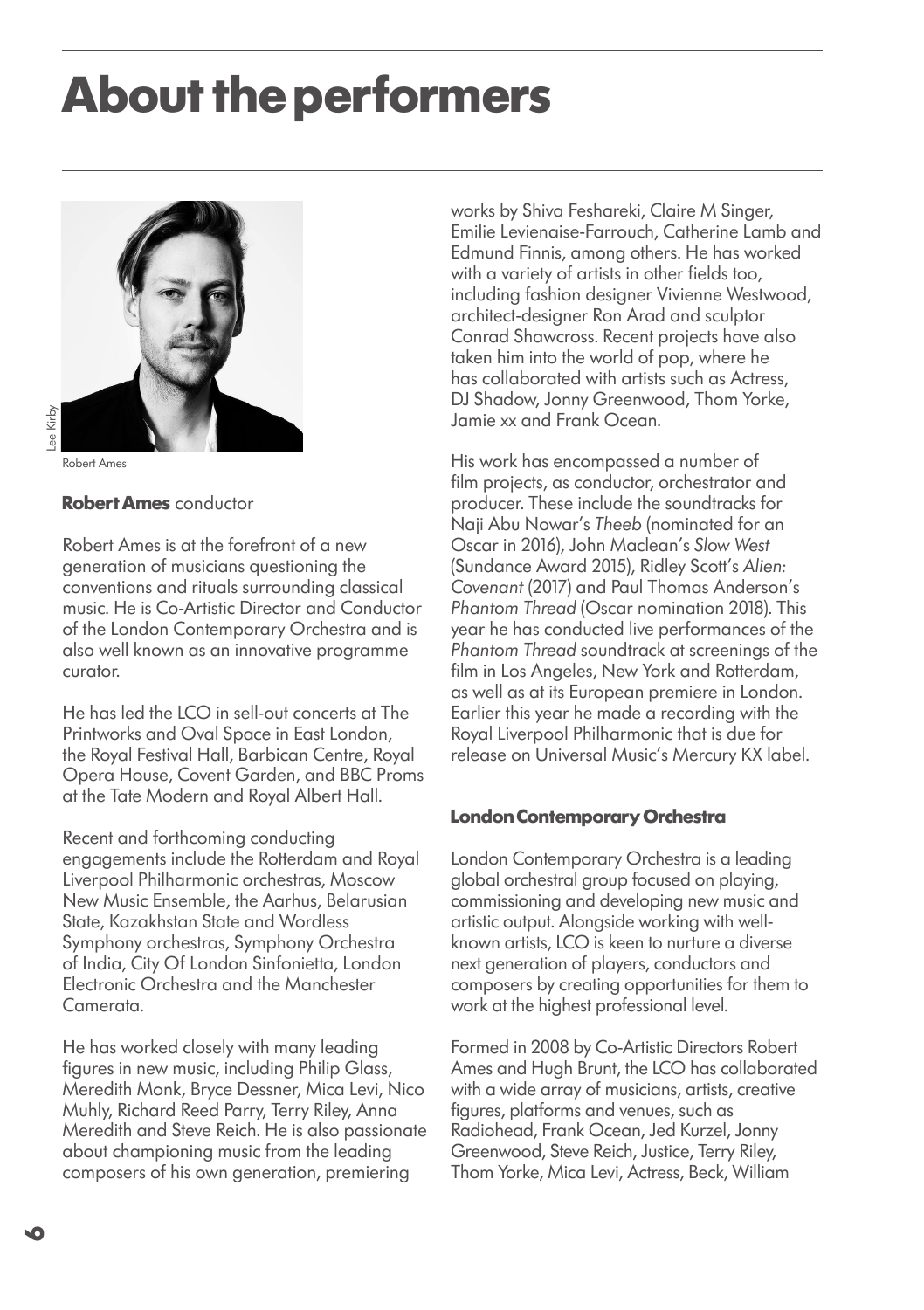# About the performers

Lee Kirby

Robert Ames

**Robert Ames** conductor

Robert Ames is at the forefront of a new generation of musicians questioning the conventions and rituals surrounding classical music. He is Co-Artistic Director and Conductor of the London Contemporary Orchestra and is also well known as an innovative programme curator.

He has led the LCO in sell-out concerts at The Printworks and Oval Space in East London, the Royal Festival Hall, Barbican Centre, Royal Opera House, Covent Garden, and BBC Proms at the Tate Modern and Royal Albert Hall.

Recent and forthcoming conducting engagements include the Rotterdam and Royal Liverpool Philharmonic orchestras, Moscow New Music Ensemble, the Aarhus, Belarusian State, Kazakhstan State and Wordless Symphony orchestras, Symphony Orchestra of India, City Of London Sinfonietta, London Electronic Orchestra and the Manchester Camerata.

He has worked closely with many leading figures in new music, including Philip Glass, Meredith Monk, Bryce Dessner, Mica Levi, Nico Muhly, Richard Reed Parry, Terry Riley, Anna Meredith and Steve Reich. He is also passionate about championing music from the leading composers of his own generation, premiering works by Shiva Feshareki, Claire M Singer, Emilie Levienaise-Farrouch, Catherine Lamb and Edmund Finnis, among others. He has worked with a variety of artists in other fields too, including fashion designer Vivienne Westwood, architect-designer Ron Arad and sculptor Conrad Shawcross. Recent projects have also taken him into the world of pop, where he has collaborated with artists such as Actress, DJ Shadow, Jonny Greenwood, Thom Yorke, Jamie xx and Frank Ocean.

His work has encompassed a number of film projects, as conductor, orchestrator and producer. These include the soundtracks for Naji Abu Nowar's *Theeb* (nominated for an Oscar in 2016), John Maclean's *Slow West* (Sundance Award 2015), Ridley Scott's *Alien: Covenant* (2017) and Paul Thomas Anderson's *Phantom Thread* (Oscar nomination 2018). This year he has conducted live performances of the *Phantom Thread* soundtrack at screenings of the film in Los Angeles, New York and Rotterdam, as well as at its European premiere in London. Earlier this year he made a recording with the Royal Liverpool Philharmonic that is due for release on Universal Music's Mercury KX label.

**London Contemporary Orchestra**

London Contemporary Orchestra is a leading global orchestral group focused on playing, commissioning and developing new music and artistic output. Alongside working with well-known artists, LCO is keen to nurture a diverse next generation of players, conductors and composers by creating opportunities for them to work at the highest professional level.

Formed in 2008 by Co-Artistic Directors Robert Ames and Hugh Brunt, the LCO has collaborated with a wide array of musicians, artists, creative figures, platforms and venues, such as Radiohead, Frank Ocean, Jed Kurzel, Jonny Greenwood, Steve Reich, Justice, Terry Riley, Thom Yorke, Mica Levi, Actress, Beck, William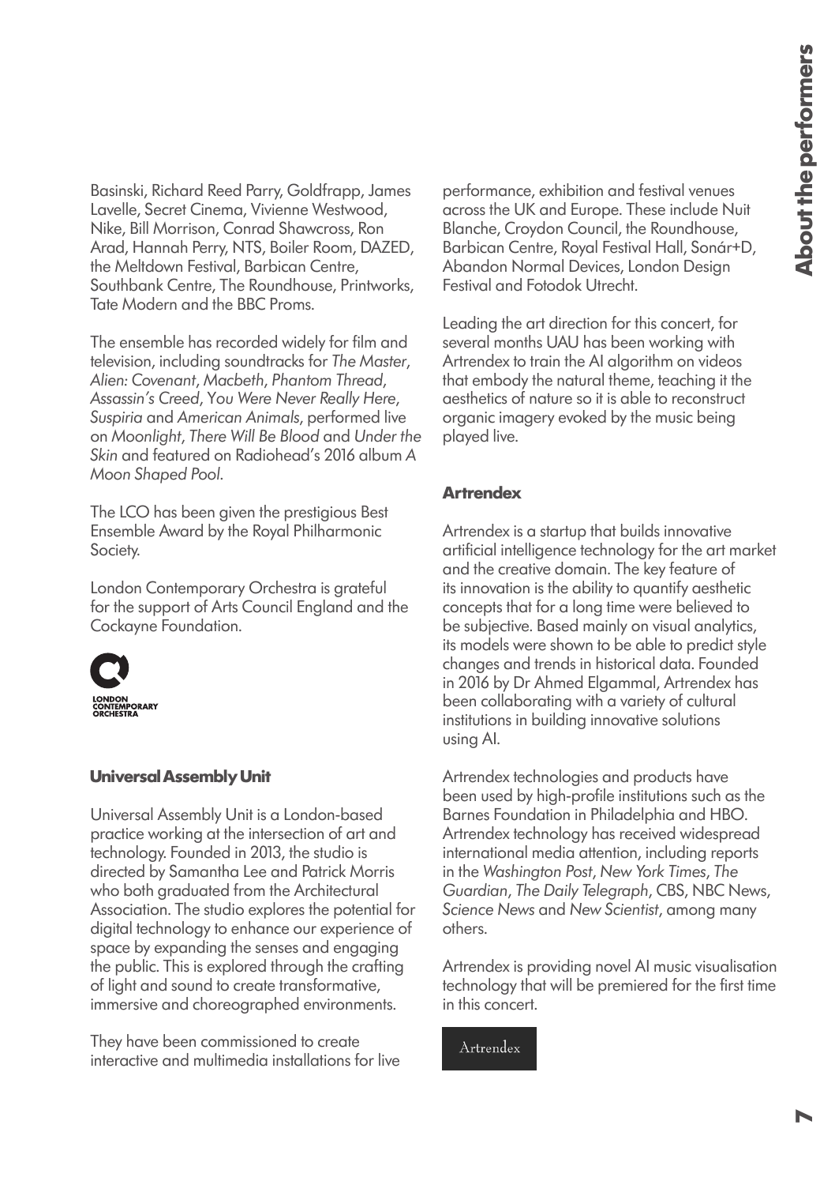Basinski, Richard Reed Parry, Goldfrapp, James Lavelle, Secret Cinema, Vivienne Westwood, Nike, Bill Morrison, Conrad Shawcross, Ron Arad, Hannah Perry, NTS, Boiler Room, DAZED, the Meltdown Festival, Barbican Centre, Southbank Centre, The Roundhouse, Printworks, Tate Modern and the BBC Proms.

The ensemble has recorded widely for film and television, including soundtracks for *The Master*, *Alien: Covenant*, *Macbeth*, *Phantom Thread*, *Assassin's Creed*, *You Were Never Really Here*, *Suspiria* and *American Animals*, performed live on *Moonlight*, *There Will Be Blood* and *Under the Skin* and featured on Radiohead's 2016 album *A Moon Shaped Pool*.

The LCO has been given the prestigious Best Ensemble Award by the Royal Philharmonic Society.

London Contemporary Orchestra is grateful for the support of Arts Council England and the Cockayne Foundation.

LONDON CONTEMPORARY ORCHESTRA

### Universal Assembly Unit

Universal Assembly Unit is a London-based practice working at the intersection of art and technology. Founded in 2013, the studio is directed by Samantha Lee and Patrick Morris who both graduated from the Architectural Association. The studio explores the potential for digital technology to enhance our experience of space by expanding the senses and engaging the public. This is explored through the crafting of light and sound to create transformative, immersive and choreographed environments.

They have been commissioned to create interactive and multimedia installations for live performance, exhibition and festival venues across the UK and Europe. These include Nuit Blanche, Croydon Council, the Roundhouse, Barbican Centre, Royal Festival Hall, Sonár+D, Abandon Normal Devices, London Design Festival and Fotodok Utrecht.

Leading the art direction for this concert, for several months UAU has been working with Artrendex to train the AI algorithm on videos that embody the natural theme, teaching it the aesthetics of nature so it is able to reconstruct organic imagery evoked by the music being played live.

### Artrendex

Artrendex is a startup that builds innovative artificial intelligence technology for the art market and the creative domain. The key feature of its innovation is the ability to quantify aesthetic concepts that for a long time were believed to be subjective. Based mainly on visual analytics, its models were shown to be able to predict style changes and trends in historical data. Founded in 2016 by Dr Ahmed Elgammal, Artrendex has been collaborating with a variety of cultural institutions in building innovative solutions using AI.

Artrendex technologies and products have been used by high-profile institutions such as the Barnes Foundation in Philadelphia and HBO. Artrendex technology has received widespread international media attention, including reports in the *Washington Post*, *New York Times*, *The Guardian*, *The Daily Telegraph*, CBS, NBC News, *Science News* and *New Scientist*, among many others.

Artrendex is providing novel AI music visualisation technology that will be premiered for the first time in this concert.

Artrendex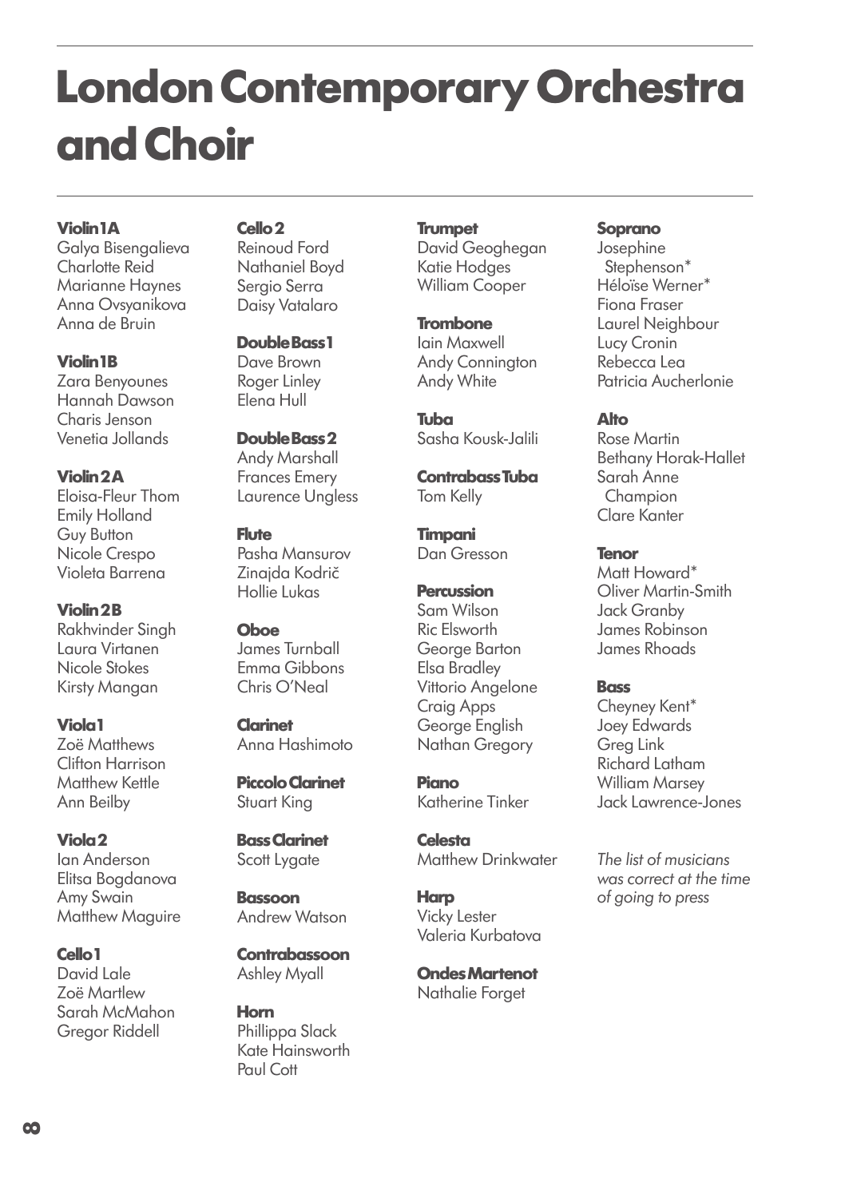# London Contemporary Orchestra and Choir

**Violin 1A**
Galya Bisengalieva
Charlotte Reid
Marianne Haynes
Anna Ovsyanikova
Anna de Bruin

**Violin 1B**
Zara Benyounes
Hannah Dawson
Charis Jenson
Venetia Jollands

**Violin 2A**
Eloisa-Fleur Thom
Emily Holland
Guy Button
Nicole Crespo
Violeta Barrena

**Violin 2B**
Rakhvinder Singh
Laura Virtanen
Nicole Stokes
Kirsty Mangan

**Viola 1**
Zoë Matthews
Clifton Harrison
Matthew Kettle
Ann Beilby

**Viola 2**
Ian Anderson
Elitsa Bogdanova
Amy Swain
Matthew Maguire

**Cello 1**
David Lale
Zoë Martlew
Sarah McMahon
Gregor Riddell

**Cello 2**
Reinoud Ford
Nathaniel Boyd
Sergio Serra
Daisy Vatalaro

**Double Bass 1**
Dave Brown
Roger Linley
Elena Hull

**Double Bass 2**
Andy Marshall
Frances Emery
Laurence Ungless

**Flute**
Pasha Mansurov
Zinajda Kodrič
Hollie Lukas

**Oboe**
James Turnball
Emma Gibbons
Chris O'Neal

**Clarinet**
Anna Hashimoto

**Piccolo Clarinet**
Stuart King

**Bass Clarinet**
Scott Lygate

**Bassoon**
Andrew Watson

**Contrabassoon**
Ashley Myall

**Horn**
Phillippa Slack
Kate Hainsworth
Paul Cott

**Trumpet**
David Geoghegan
Katie Hodges
William Cooper

**Trombone**
Iain Maxwell
Andy Connington
Andy White

**Tuba**
Sasha Kousk-Jalili

**Contrabass Tuba**
Tom Kelly

**Timpani**
Dan Gresson

**Percussion**
Sam Wilson
Ric Elsworth
George Barton
Elsa Bradley
Vittorio Angelone
Craig Apps
George English
Nathan Gregory

**Piano**
Katherine Tinker

**Celesta**
Matthew Drinkwater

**Harp**
Vicky Lester
Valeria Kurbatova

**Ondes Martenot**
Nathalie Forget

**Soprano**
Josephine Stephenson*
Héloïse Werner*
Fiona Fraser
Laurel Neighbour
Lucy Cronin
Rebecca Lea
Patricia Aucherlonie

**Alto**
Rose Martin
Bethany Horak-Hallet
Sarah Anne Champion
Clare Kanter

**Tenor**
Matt Howard*
Oliver Martin-Smith
Jack Granby
James Robinson
James Rhoads

**Bass**
Cheyney Kent*
Joey Edwards
Greg Link
Richard Latham
William Marsey
Jack Lawrence-Jones

*The list of musicians was correct at the time of going to press*